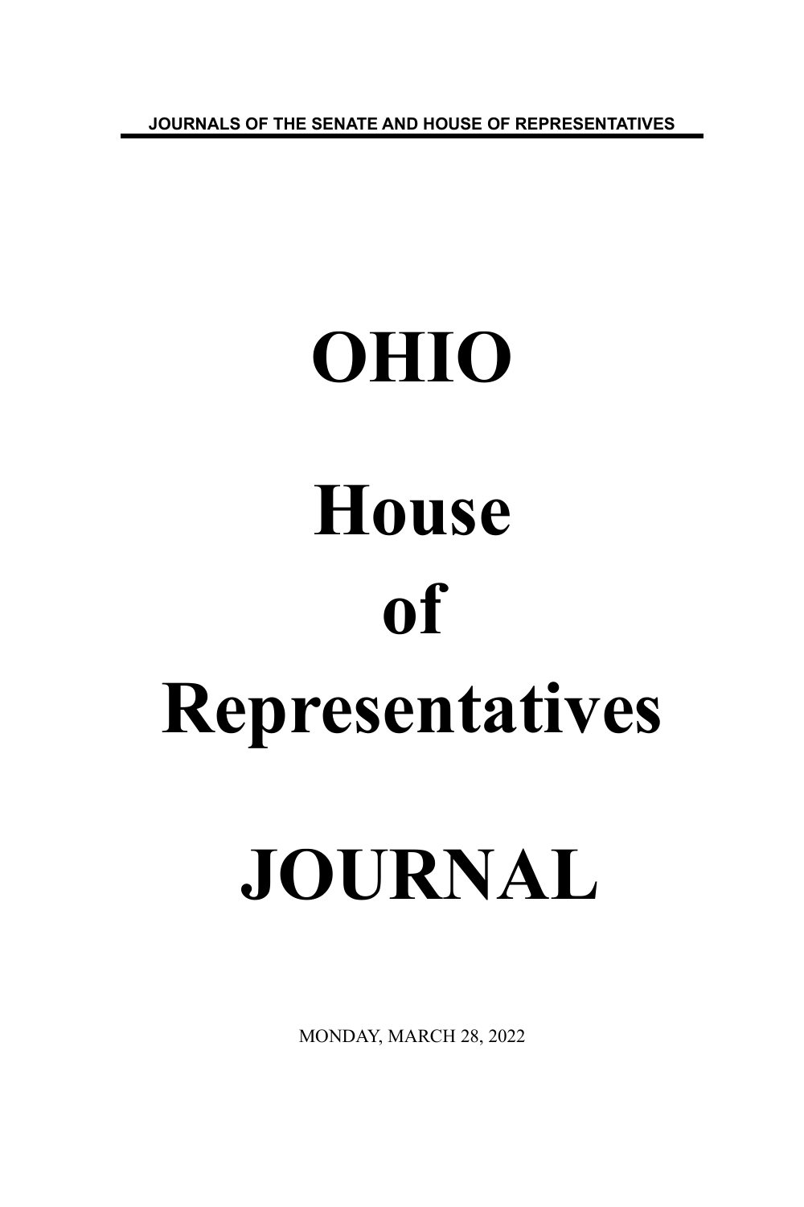JOURNALS OF THE SENATE AND HOUSE OF REPRESENTATIVES

# OHIO

# House

# of

# Representatives

# JOURNAL

MONDAY, MARCH 28, 2022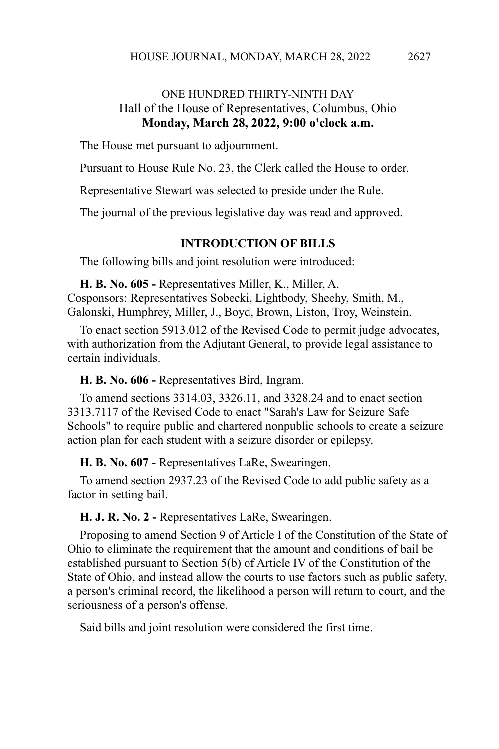ONE HUNDRED THIRTY-NINTH DAY
Hall of the House of Representatives, Columbus, Ohio
**Monday, March 28, 2022, 9:00 o'clock a.m.**

The House met pursuant to adjournment.

Pursuant to House Rule No. 23, the Clerk called the House to order.

Representative Stewart was selected to preside under the Rule.

The journal of the previous legislative day was read and approved.

**INTRODUCTION OF BILLS**

The following bills and joint resolution were introduced:

**H. B. No. 605 -** Representatives Miller, K., Miller, A.
Cosponsors: Representatives Sobecki, Lightbody, Sheehy, Smith, M., Galonski, Humphrey, Miller, J., Boyd, Brown, Liston, Troy, Weinstein.

To enact section 5913.012 of the Revised Code to permit judge advocates, with authorization from the Adjutant General, to provide legal assistance to certain individuals.

**H. B. No. 606 -** Representatives Bird, Ingram.

To amend sections 3314.03, 3326.11, and 3328.24 and to enact section 3313.7117 of the Revised Code to enact "Sarah's Law for Seizure Safe Schools" to require public and chartered nonpublic schools to create a seizure action plan for each student with a seizure disorder or epilepsy.

**H. B. No. 607 -** Representatives LaRe, Swearingen.

To amend section 2937.23 of the Revised Code to add public safety as a factor in setting bail.

**H. J. R. No. 2 -** Representatives LaRe, Swearingen.

Proposing to amend Section 9 of Article I of the Constitution of the State of Ohio to eliminate the requirement that the amount and conditions of bail be established pursuant to Section 5(b) of Article IV of the Constitution of the State of Ohio, and instead allow the courts to use factors such as public safety, a person's criminal record, the likelihood a person will return to court, and the seriousness of a person's offense.

Said bills and joint resolution were considered the first time.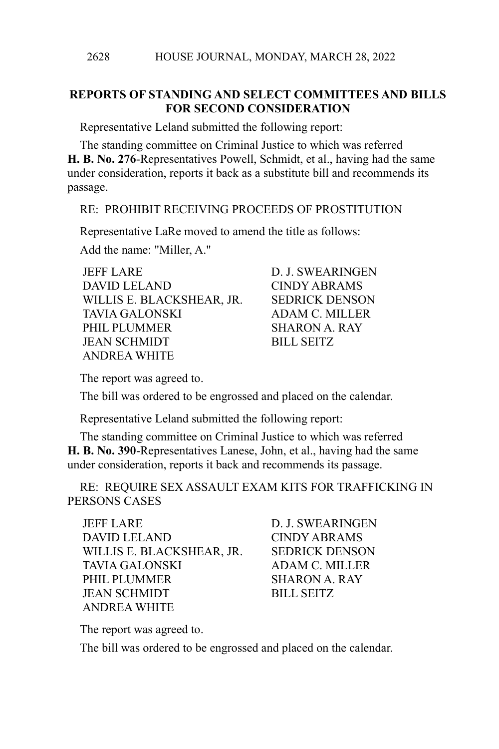## REPORTS OF STANDING AND SELECT COMMITTEES AND BILLS FOR SECOND CONSIDERATION

Representative Leland submitted the following report:

The standing committee on Criminal Justice to which was referred **H. B. No. 276**-Representatives Powell, Schmidt, et al., having had the same under consideration, reports it back as a substitute bill and recommends its passage.

RE: PROHIBIT RECEIVING PROCEEDS OF PROSTITUTION

Representative LaRe moved to amend the title as follows:

Add the name: "Miller, A."

| | |
|---|---|
| JEFF LARE | D. J. SWEARINGEN |
| DAVID LELAND | CINDY ABRAMS |
| WILLIS E. BLACKSHEAR, JR. | SEDRICK DENSON |
| TAVIA GALONSKI | ADAM C. MILLER |
| PHIL PLUMMER | SHARON A. RAY |
| JEAN SCHMIDT | BILL SEITZ |
| ANDREA WHITE | |

The report was agreed to.

The bill was ordered to be engrossed and placed on the calendar.

Representative Leland submitted the following report:

The standing committee on Criminal Justice to which was referred **H. B. No. 390**-Representatives Lanese, John, et al., having had the same under consideration, reports it back and recommends its passage.

RE: REQUIRE SEX ASSAULT EXAM KITS FOR TRAFFICKING IN PERSONS CASES

| | |
|---|---|
| JEFF LARE | D. J. SWEARINGEN |
| DAVID LELAND | CINDY ABRAMS |
| WILLIS E. BLACKSHEAR, JR. | SEDRICK DENSON |
| TAVIA GALONSKI | ADAM C. MILLER |
| PHIL PLUMMER | SHARON A. RAY |
| JEAN SCHMIDT | BILL SEITZ |
| ANDREA WHITE | |

The report was agreed to.

The bill was ordered to be engrossed and placed on the calendar.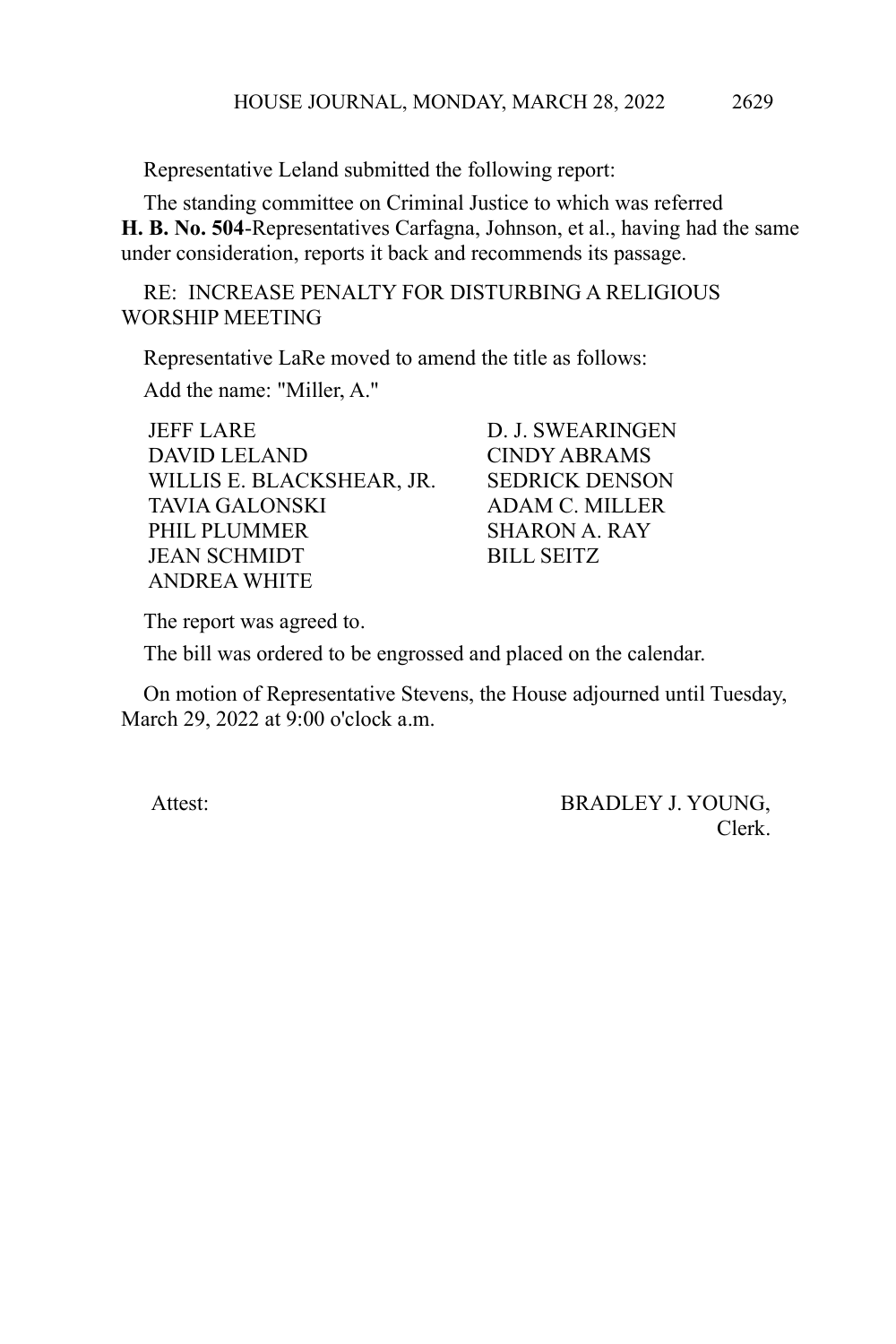Representative Leland submitted the following report:

The standing committee on Criminal Justice to which was referred **H. B. No. 504**-Representatives Carfagna, Johnson, et al., having had the same under consideration, reports it back and recommends its passage.

RE: INCREASE PENALTY FOR DISTURBING A RELIGIOUS WORSHIP MEETING

Representative LaRe moved to amend the title as follows:

Add the name: "Miller, A."

| | |
|---|---|
| JEFF LARE | D. J. SWEARINGEN |
| DAVID LELAND | CINDY ABRAMS |
| WILLIS E. BLACKSHEAR, JR. | SEDRICK DENSON |
| TAVIA GALONSKI | ADAM C. MILLER |
| PHIL PLUMMER | SHARON A. RAY |
| JEAN SCHMIDT | BILL SEITZ |
| ANDREA WHITE | |

The report was agreed to.

The bill was ordered to be engrossed and placed on the calendar.

On motion of Representative Stevens, the House adjourned until Tuesday, March 29, 2022 at 9:00 o'clock a.m.

Attest: BRADLEY J. YOUNG,
Clerk.